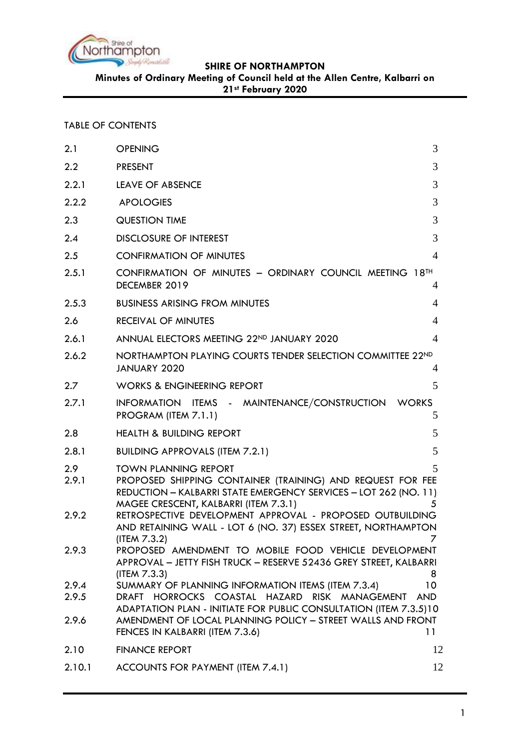**SHIRE OF NORTHAMPTON**

**Minutes of Ordinary Meeting of Council held at the Allen Centre, Kalbarri on 21st February 2020**

TABLE OF CONTENTS

| | | |
|---|---|---|
| 2.1 | OPENING | 3 |
| 2.2 | PRESENT | 3 |
| 2.2.1 | LEAVE OF ABSENCE | 3 |
| 2.2.2 | APOLOGIES | 3 |
| 2.3 | QUESTION TIME | 3 |
| 2.4 | DISCLOSURE OF INTEREST | 3 |
| 2.5 | CONFIRMATION OF MINUTES | 4 |
| 2.5.1 | CONFIRMATION OF MINUTES – ORDINARY COUNCIL MEETING 18TH DECEMBER 2019 | 4 |
| 2.5.3 | BUSINESS ARISING FROM MINUTES | 4 |
| 2.6 | RECEIVAL OF MINUTES | 4 |
| 2.6.1 | ANNUAL ELECTORS MEETING 22ND JANUARY 2020 | 4 |
| 2.6.2 | NORTHAMPTON PLAYING COURTS TENDER SELECTION COMMITTEE 22ND JANUARY 2020 | 4 |
| 2.7 | WORKS & ENGINEERING REPORT | 5 |
| 2.7.1 | INFORMATION ITEMS - MAINTENANCE/CONSTRUCTION WORKS PROGRAM (ITEM 7.1.1) | 5 |
| 2.8 | HEALTH & BUILDING REPORT | 5 |
| 2.8.1 | BUILDING APPROVALS (ITEM 7.2.1) | 5 |
| 2.9 | TOWN PLANNING REPORT | 5 |
| 2.9.1 | PROPOSED SHIPPING CONTAINER (TRAINING) AND REQUEST FOR FEE REDUCTION – KALBARRI STATE EMERGENCY SERVICES – LOT 262 (NO. 11) MAGEE CRESCENT, KALBARRI (ITEM 7.3.1) | 5 |
| 2.9.2 | RETROSPECTIVE DEVELOPMENT APPROVAL - PROPOSED OUTBUILDING AND RETAINING WALL - LOT 6 (NO. 37) ESSEX STREET, NORTHAMPTON (ITEM 7.3.2) | 7 |
| 2.9.3 | PROPOSED AMENDMENT TO MOBILE FOOD VEHICLE DEVELOPMENT APPROVAL – JETTY FISH TRUCK – RESERVE 52436 GREY STREET, KALBARRI (ITEM 7.3.3) | 8 |
| 2.9.4 | SUMMARY OF PLANNING INFORMATION ITEMS (ITEM 7.3.4) | 10 |
| 2.9.5 | DRAFT HORROCKS COASTAL HAZARD RISK MANAGEMENT AND ADAPTATION PLAN - INITIATE FOR PUBLIC CONSULTATION (ITEM 7.3.5) | 10 |
| 2.9.6 | AMENDMENT OF LOCAL PLANNING POLICY – STREET WALLS AND FRONT FENCES IN KALBARRI (ITEM 7.3.6) | 11 |
| 2.10 | FINANCE REPORT | 12 |
| 2.10.1 | ACCOUNTS FOR PAYMENT (ITEM 7.4.1) | 12 |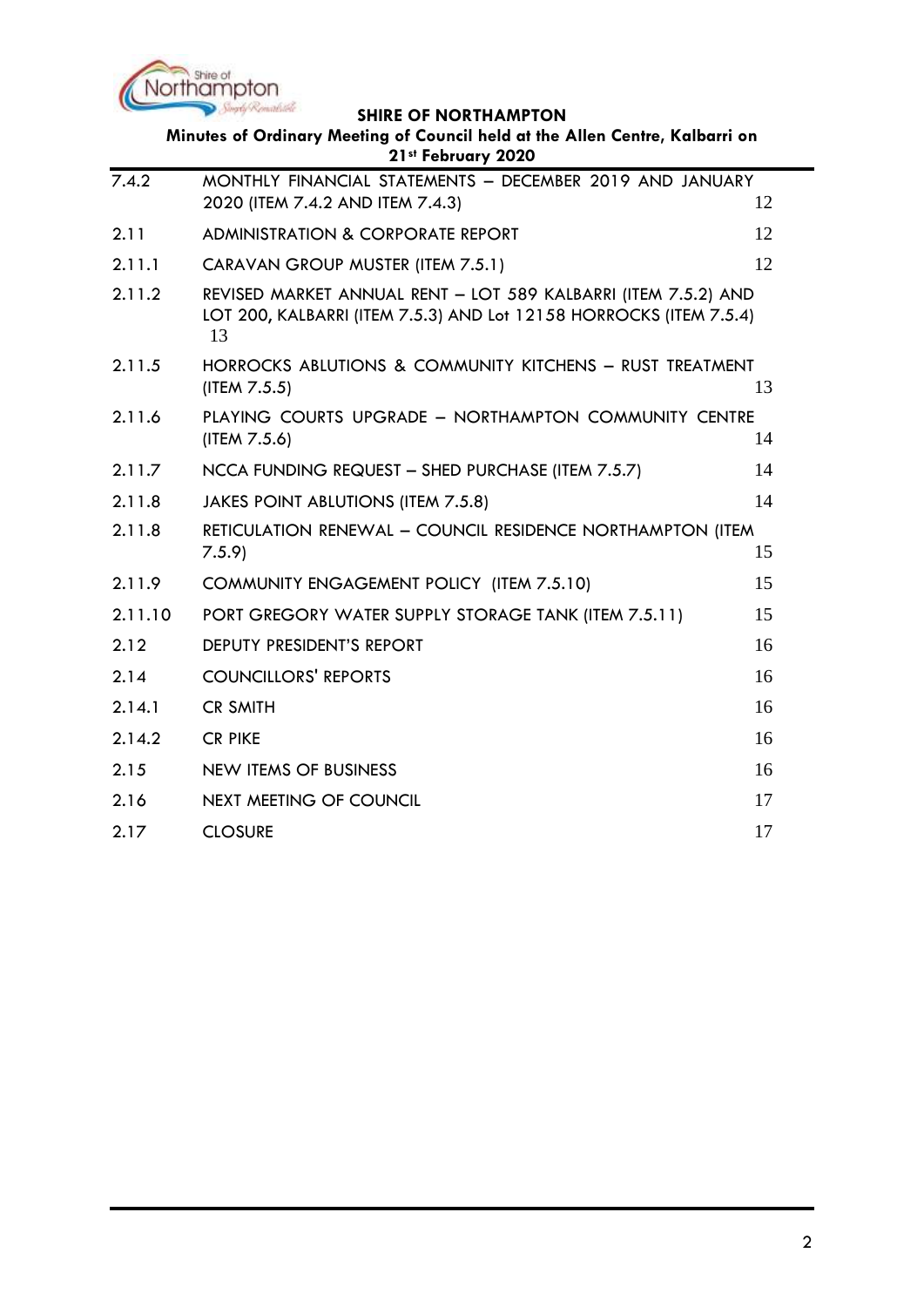| | | |
|---|---|---|
| 7.4.2 | MONTHLY FINANCIAL STATEMENTS – DECEMBER 2019 AND JANUARY 2020 (ITEM 7.4.2 AND ITEM 7.4.3) | 12 |
| 2.11 | ADMINISTRATION & CORPORATE REPORT | 12 |
| 2.11.1 | CARAVAN GROUP MUSTER (ITEM 7.5.1) | 12 |
| 2.11.2 | REVISED MARKET ANNUAL RENT – LOT 589 KALBARRI (ITEM 7.5.2) AND LOT 200, KALBARRI (ITEM 7.5.3) AND Lot 12158 HORROCKS (ITEM 7.5.4) | 13 |
| 2.11.5 | HORROCKS ABLUTIONS & COMMUNITY KITCHENS – RUST TREATMENT (ITEM 7.5.5) | 13 |
| 2.11.6 | PLAYING COURTS UPGRADE – NORTHAMPTON COMMUNITY CENTRE (ITEM 7.5.6) | 14 |
| 2.11.7 | NCCA FUNDING REQUEST – SHED PURCHASE (ITEM 7.5.7) | 14 |
| 2.11.8 | JAKES POINT ABLUTIONS (ITEM 7.5.8) | 14 |
| 2.11.8 | RETICULATION RENEWAL – COUNCIL RESIDENCE NORTHAMPTON (ITEM 7.5.9) | 15 |
| 2.11.9 | COMMUNITY ENGAGEMENT POLICY (ITEM 7.5.10) | 15 |
| 2.11.10 | PORT GREGORY WATER SUPPLY STORAGE TANK (ITEM 7.5.11) | 15 |
| 2.12 | DEPUTY PRESIDENT'S REPORT | 16 |
| 2.14 | COUNCILLORS' REPORTS | 16 |
| 2.14.1 | CR SMITH | 16 |
| 2.14.2 | CR PIKE | 16 |
| 2.15 | NEW ITEMS OF BUSINESS | 16 |
| 2.16 | NEXT MEETING OF COUNCIL | 17 |
| 2.17 | CLOSURE | 17 |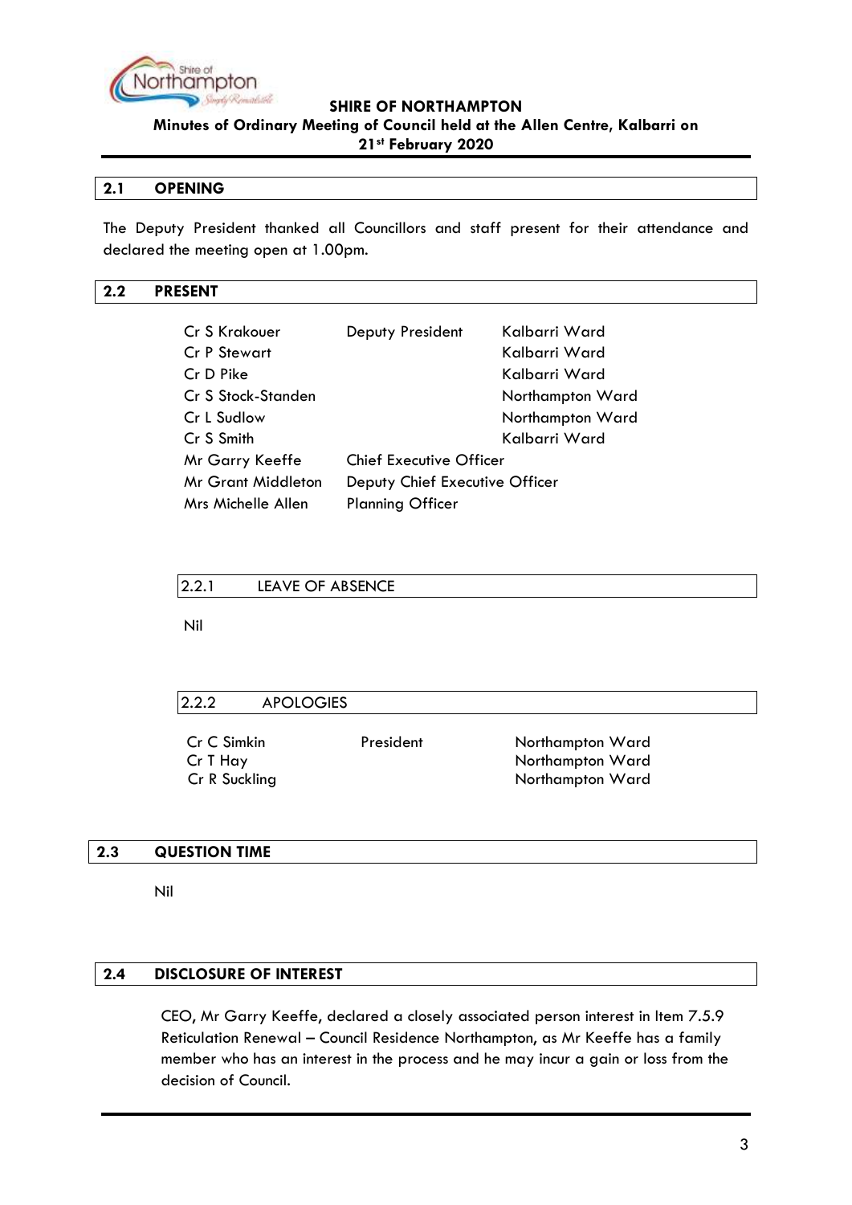## 2.1 OPENING

The Deputy President thanked all Councillors and staff present for their attendance and declared the meeting open at 1.00pm.

## 2.2 PRESENT

| | | |
|---|---|---|
| Cr S Krakouer | Deputy President | Kalbarri Ward |
| Cr P Stewart | | Kalbarri Ward |
| Cr D Pike | | Kalbarri Ward |
| Cr S Stock-Standen | | Northampton Ward |
| Cr L Sudlow | | Northampton Ward |
| Cr S Smith | | Kalbarri Ward |
| Mr Garry Keeffe | Chief Executive Officer | |
| Mr Grant Middleton | Deputy Chief Executive Officer | |
| Mrs Michelle Allen | Planning Officer | |

### 2.2.1 LEAVE OF ABSENCE

Nil

### 2.2.2 APOLOGIES

| | | |
|---|---|---|
| Cr C Simkin | President | Northampton Ward |
| Cr T Hay | | Northampton Ward |
| Cr R Suckling | | Northampton Ward |

## 2.3 QUESTION TIME

Nil

## 2.4 DISCLOSURE OF INTEREST

CEO, Mr Garry Keeffe, declared a closely associated person interest in Item 7.5.9 Reticulation Renewal – Council Residence Northampton, as Mr Keeffe has a family member who has an interest in the process and he may incur a gain or loss from the decision of Council.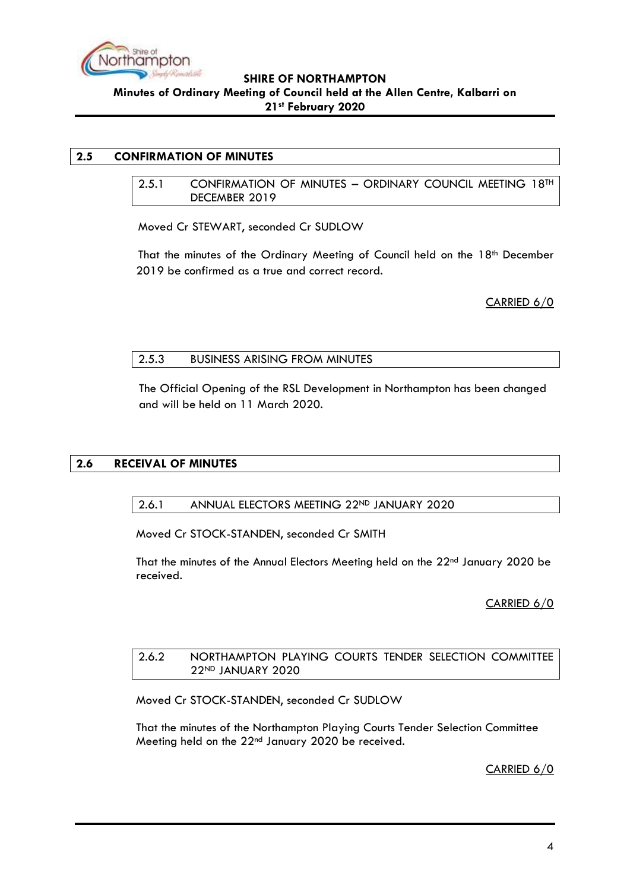## 2.5 CONFIRMATION OF MINUTES

### 2.5.1 CONFIRMATION OF MINUTES – ORDINARY COUNCIL MEETING 18TH DECEMBER 2019

Moved Cr STEWART, seconded Cr SUDLOW

That the minutes of the Ordinary Meeting of Council held on the 18th December 2019 be confirmed as a true and correct record.

CARRIED 6/0

### 2.5.3 BUSINESS ARISING FROM MINUTES

The Official Opening of the RSL Development in Northampton has been changed and will be held on 11 March 2020.

## 2.6 RECEIVAL OF MINUTES

### 2.6.1 ANNUAL ELECTORS MEETING 22ND JANUARY 2020

Moved Cr STOCK-STANDEN, seconded Cr SMITH

That the minutes of the Annual Electors Meeting held on the 22nd January 2020 be received.

CARRIED 6/0

### 2.6.2 NORTHAMPTON PLAYING COURTS TENDER SELECTION COMMITTEE 22ND JANUARY 2020

Moved Cr STOCK-STANDEN, seconded Cr SUDLOW

That the minutes of the Northampton Playing Courts Tender Selection Committee Meeting held on the 22nd January 2020 be received.

CARRIED 6/0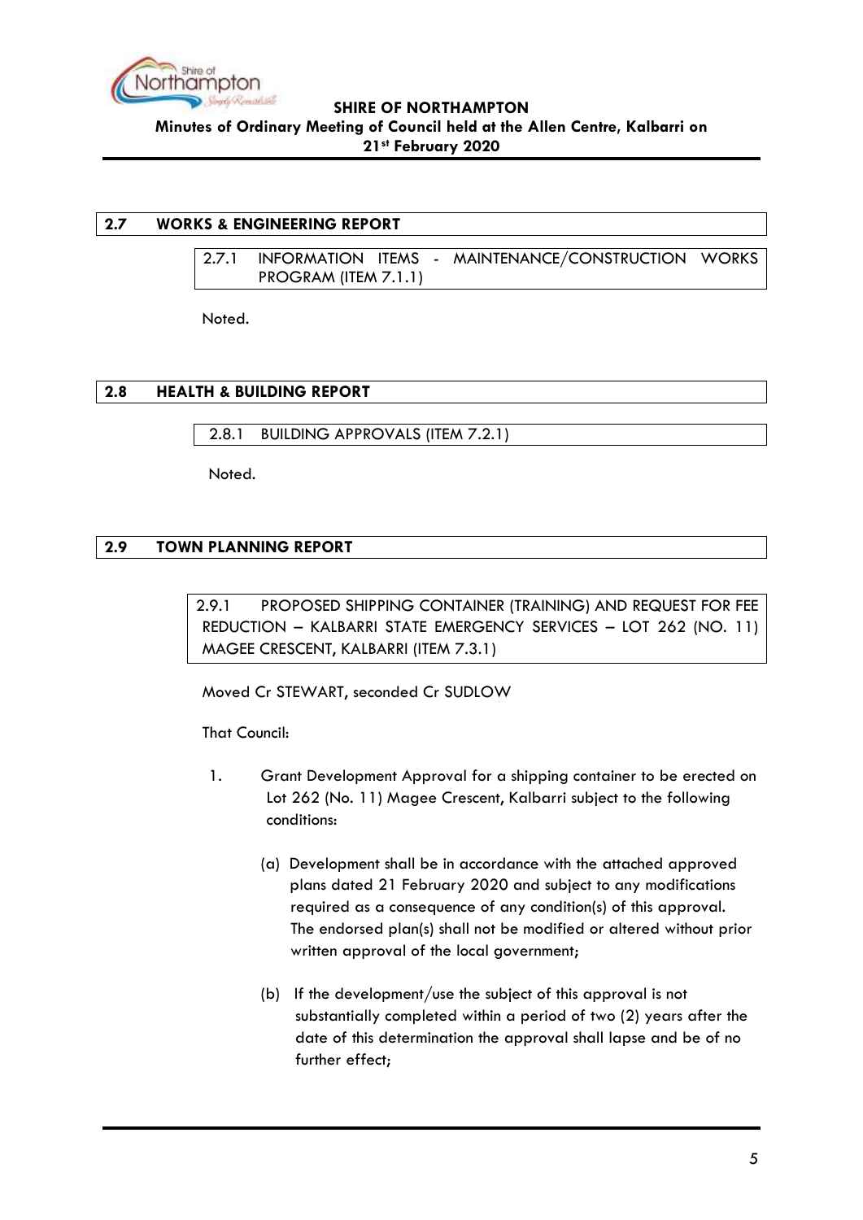## 2.7 WORKS & ENGINEERING REPORT

### 2.7.1 INFORMATION ITEMS - MAINTENANCE/CONSTRUCTION WORKS PROGRAM (ITEM 7.1.1)

Noted.

## 2.8 HEALTH & BUILDING REPORT

### 2.8.1 BUILDING APPROVALS (ITEM 7.2.1)

Noted.

## 2.9 TOWN PLANNING REPORT

### 2.9.1 PROPOSED SHIPPING CONTAINER (TRAINING) AND REQUEST FOR FEE REDUCTION – KALBARRI STATE EMERGENCY SERVICES – LOT 262 (NO. 11) MAGEE CRESCENT, KALBARRI (ITEM 7.3.1)

Moved Cr STEWART, seconded Cr SUDLOW

That Council:

1. Grant Development Approval for a shipping container to be erected on Lot 262 (No. 11) Magee Crescent, Kalbarri subject to the following conditions:

   (a) Development shall be in accordance with the attached approved plans dated 21 February 2020 and subject to any modifications required as a consequence of any condition(s) of this approval. The endorsed plan(s) shall not be modified or altered without prior written approval of the local government;

   (b) If the development/use the subject of this approval is not substantially completed within a period of two (2) years after the date of this determination the approval shall lapse and be of no further effect;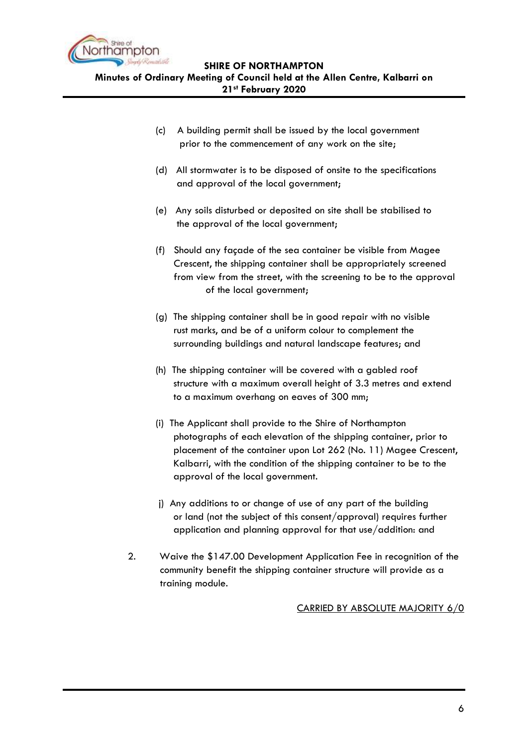(c) A building permit shall be issued by the local government prior to the commencement of any work on the site;

(d) All stormwater is to be disposed of onsite to the specifications and approval of the local government;

(e) Any soils disturbed or deposited on site shall be stabilised to the approval of the local government;

(f) Should any façade of the sea container be visible from Magee Crescent, the shipping container shall be appropriately screened from view from the street, with the screening to be to the approval of the local government;

(g) The shipping container shall be in good repair with no visible rust marks, and be of a uniform colour to complement the surrounding buildings and natural landscape features; and

(h) The shipping container will be covered with a gabled roof structure with a maximum overall height of 3.3 metres and extend to a maximum overhang on eaves of 300 mm;

(i) The Applicant shall provide to the Shire of Northampton photographs of each elevation of the shipping container, prior to placement of the container upon Lot 262 (No. 11) Magee Crescent, Kalbarri, with the condition of the shipping container to be to the approval of the local government.

j) Any additions to or change of use of any part of the building or land (not the subject of this consent/approval) requires further application and planning approval for that use/addition: and

2. Waive the $147.00 Development Application Fee in recognition of the community benefit the shipping container structure will provide as a training module.

CARRIED BY ABSOLUTE MAJORITY 6/0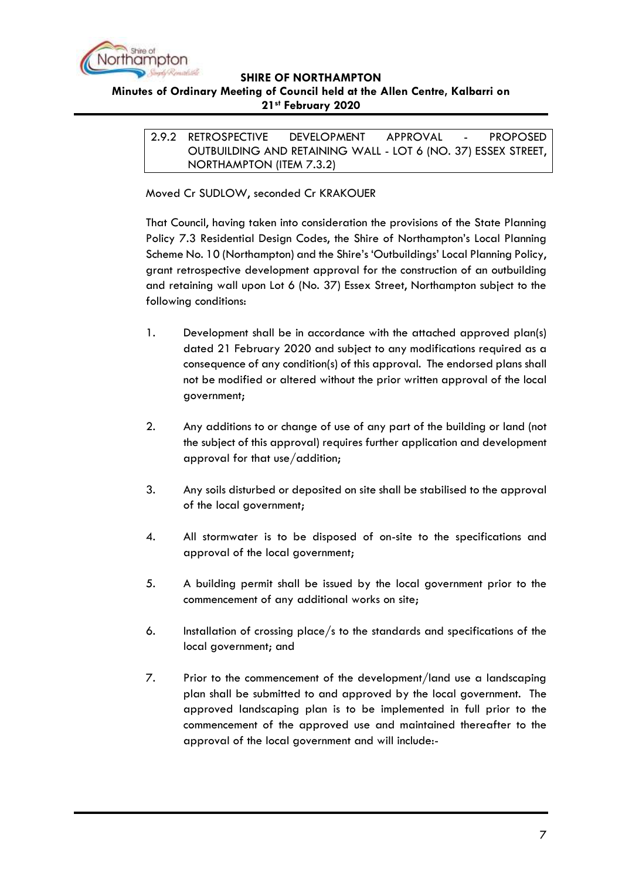### 2.9.2 RETROSPECTIVE DEVELOPMENT APPROVAL - PROPOSED OUTBUILDING AND RETAINING WALL - LOT 6 (NO. 37) ESSEX STREET, NORTHAMPTON (ITEM 7.3.2)

Moved Cr SUDLOW, seconded Cr KRAKOUER

That Council, having taken into consideration the provisions of the State Planning Policy 7.3 Residential Design Codes, the Shire of Northampton's Local Planning Scheme No. 10 (Northampton) and the Shire's 'Outbuildings' Local Planning Policy, grant retrospective development approval for the construction of an outbuilding and retaining wall upon Lot 6 (No. 37) Essex Street, Northampton subject to the following conditions:

1. Development shall be in accordance with the attached approved plan(s) dated 21 February 2020 and subject to any modifications required as a consequence of any condition(s) of this approval. The endorsed plans shall not be modified or altered without the prior written approval of the local government;

2. Any additions to or change of use of any part of the building or land (not the subject of this approval) requires further application and development approval for that use/addition;

3. Any soils disturbed or deposited on site shall be stabilised to the approval of the local government;

4. All stormwater is to be disposed of on-site to the specifications and approval of the local government;

5. A building permit shall be issued by the local government prior to the commencement of any additional works on site;

6. Installation of crossing place/s to the standards and specifications of the local government; and

7. Prior to the commencement of the development/land use a landscaping plan shall be submitted to and approved by the local government. The approved landscaping plan is to be implemented in full prior to the commencement of the approved use and maintained thereafter to the approval of the local government and will include:-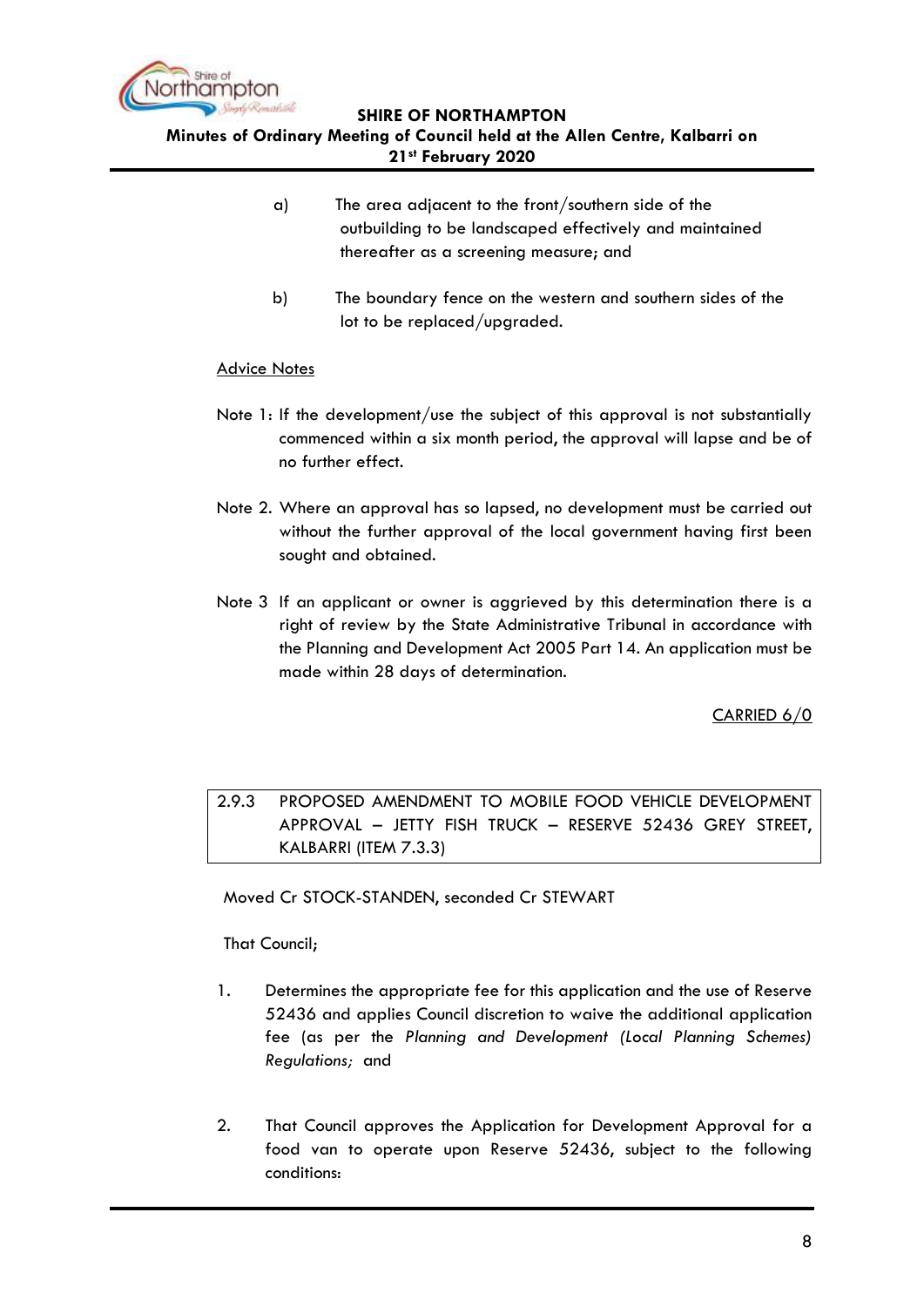a) The area adjacent to the front/southern side of the outbuilding to be landscaped effectively and maintained thereafter as a screening measure; and

b) The boundary fence on the western and southern sides of the lot to be replaced/upgraded.

<u>Advice Notes</u>

Note 1: If the development/use the subject of this approval is not substantially commenced within a six month period, the approval will lapse and be of no further effect.

Note 2. Where an approval has so lapsed, no development must be carried out without the further approval of the local government having first been sought and obtained.

Note 3 If an applicant or owner is aggrieved by this determination there is a right of review by the State Administrative Tribunal in accordance with the Planning and Development Act 2005 Part 14. An application must be made within 28 days of determination.

<u>CARRIED 6/0</u>

## 2.9.3 PROPOSED AMENDMENT TO MOBILE FOOD VEHICLE DEVELOPMENT APPROVAL – JETTY FISH TRUCK – RESERVE 52436 GREY STREET, KALBARRI (ITEM 7.3.3)

Moved Cr STOCK-STANDEN, seconded Cr STEWART

That Council;

1. Determines the appropriate fee for this application and the use of Reserve 52436 and applies Council discretion to waive the additional application fee (as per the *Planning and Development (Local Planning Schemes) Regulations;* and

2. That Council approves the Application for Development Approval for a food van to operate upon Reserve 52436, subject to the following conditions: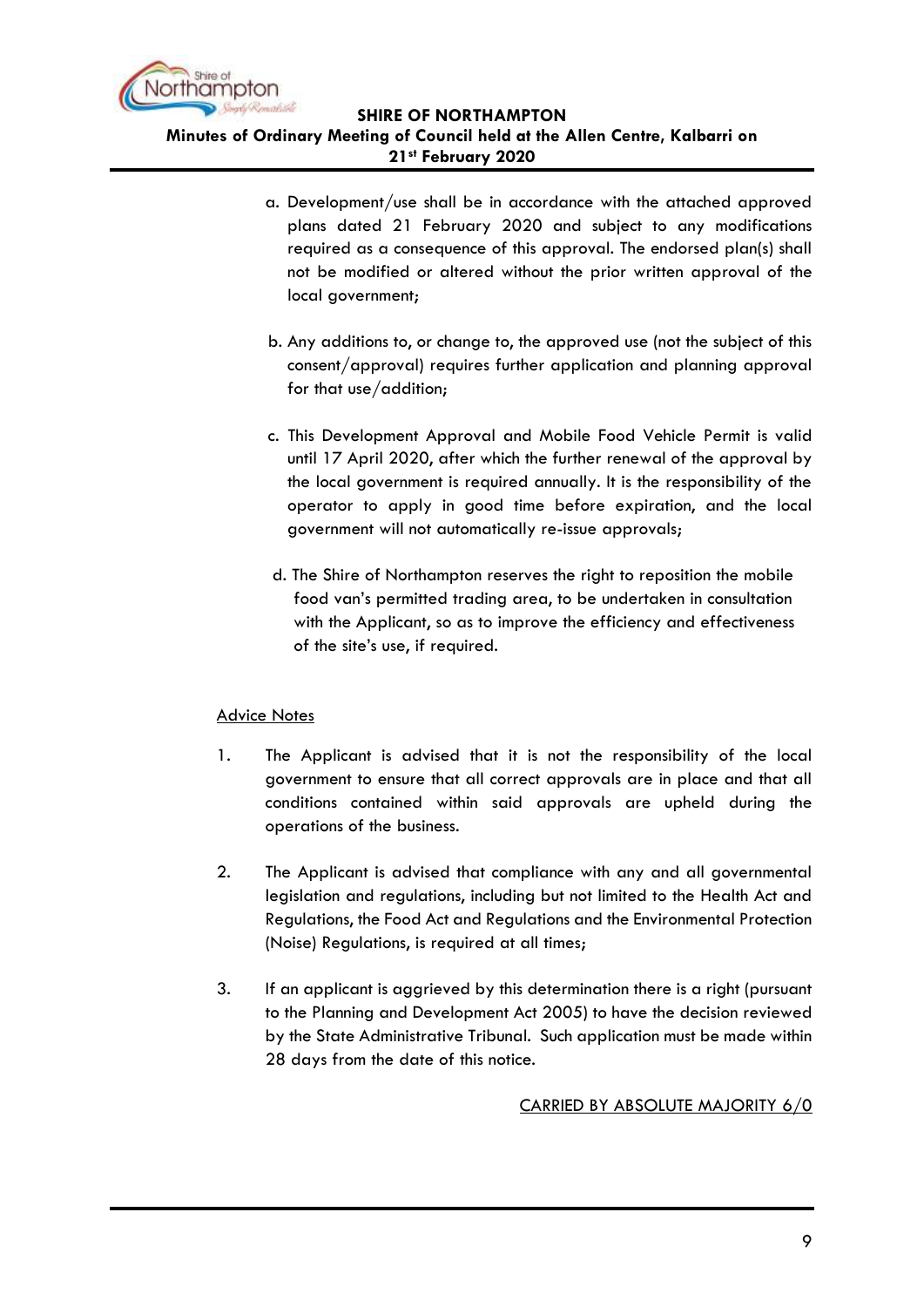a. Development/use shall be in accordance with the attached approved plans dated 21 February 2020 and subject to any modifications required as a consequence of this approval. The endorsed plan(s) shall not be modified or altered without the prior written approval of the local government;

b. Any additions to, or change to, the approved use (not the subject of this consent/approval) requires further application and planning approval for that use/addition;

c. This Development Approval and Mobile Food Vehicle Permit is valid until 17 April 2020, after which the further renewal of the approval by the local government is required annually. It is the responsibility of the operator to apply in good time before expiration, and the local government will not automatically re-issue approvals;

d. The Shire of Northampton reserves the right to reposition the mobile food van's permitted trading area, to be undertaken in consultation with the Applicant, so as to improve the efficiency and effectiveness of the site's use, if required.

<u>Advice Notes</u>

1. The Applicant is advised that it is not the responsibility of the local government to ensure that all correct approvals are in place and that all conditions contained within said approvals are upheld during the operations of the business.

2. The Applicant is advised that compliance with any and all governmental legislation and regulations, including but not limited to the Health Act and Regulations, the Food Act and Regulations and the Environmental Protection (Noise) Regulations, is required at all times;

3. If an applicant is aggrieved by this determination there is a right (pursuant to the Planning and Development Act 2005) to have the decision reviewed by the State Administrative Tribunal. Such application must be made within 28 days from the date of this notice.

<u>CARRIED BY ABSOLUTE MAJORITY 6/0</u>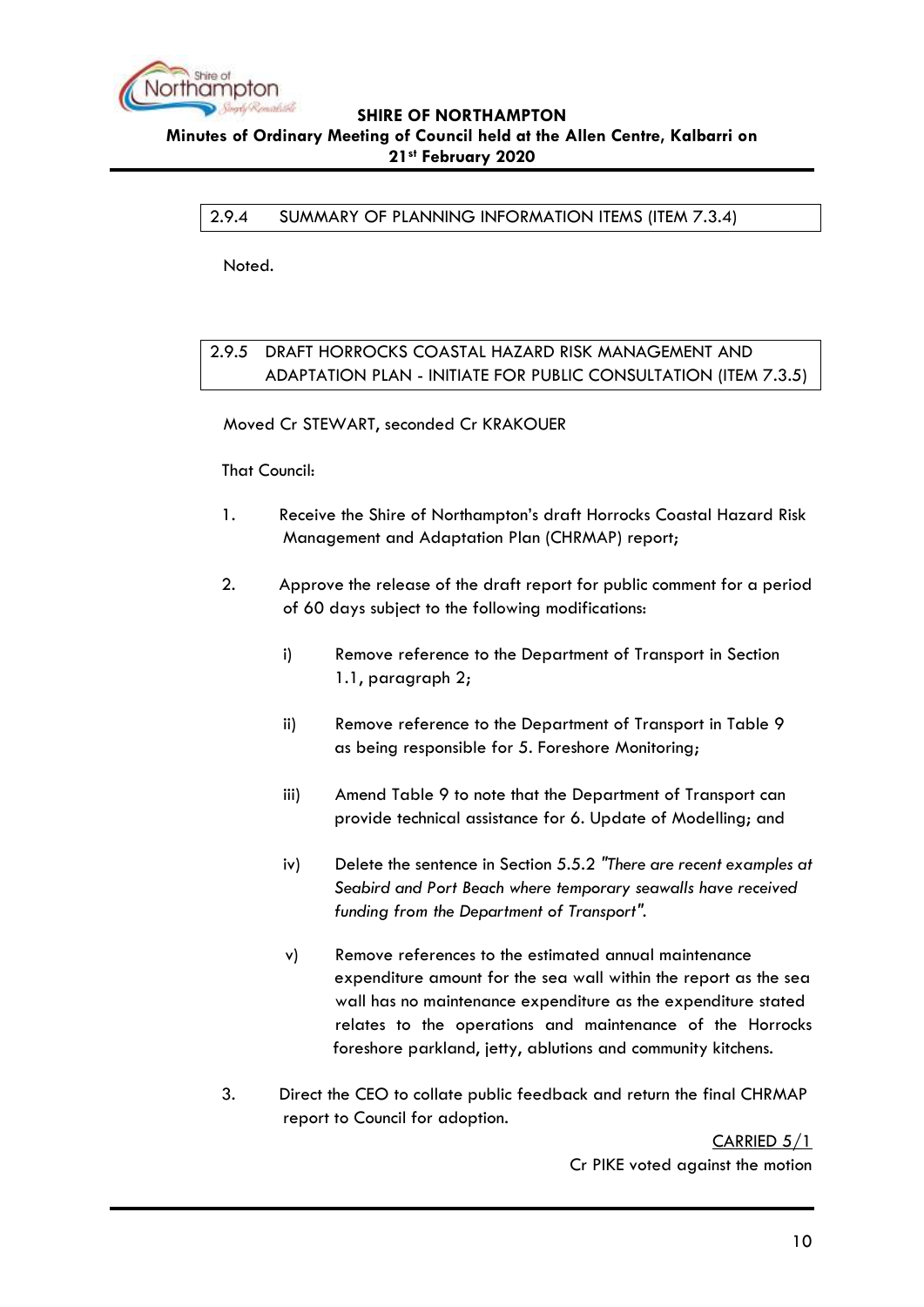## 2.9.4 SUMMARY OF PLANNING INFORMATION ITEMS (ITEM 7.3.4)

Noted.

## 2.9.5 DRAFT HORROCKS COASTAL HAZARD RISK MANAGEMENT AND ADAPTATION PLAN - INITIATE FOR PUBLIC CONSULTATION (ITEM 7.3.5)

Moved Cr STEWART, seconded Cr KRAKOUER

That Council:

1. Receive the Shire of Northampton's draft Horrocks Coastal Hazard Risk Management and Adaptation Plan (CHRMAP) report;

2. Approve the release of the draft report for public comment for a period of 60 days subject to the following modifications:

   i) Remove reference to the Department of Transport in Section 1.1, paragraph 2;

   ii) Remove reference to the Department of Transport in Table 9 as being responsible for 5. Foreshore Monitoring;

   iii) Amend Table 9 to note that the Department of Transport can provide technical assistance for 6. Update of Modelling; and

   iv) Delete the sentence in Section 5.5.2 *"There are recent examples at Seabird and Port Beach where temporary seawalls have received funding from the Department of Transport".*

   v) Remove references to the estimated annual maintenance expenditure amount for the sea wall within the report as the sea wall has no maintenance expenditure as the expenditure stated relates to the operations and maintenance of the Horrocks foreshore parkland, jetty, ablutions and community kitchens.

3. Direct the CEO to collate public feedback and return the final CHRMAP report to Council for adoption.

<u>CARRIED 5/1</u>
Cr PIKE voted against the motion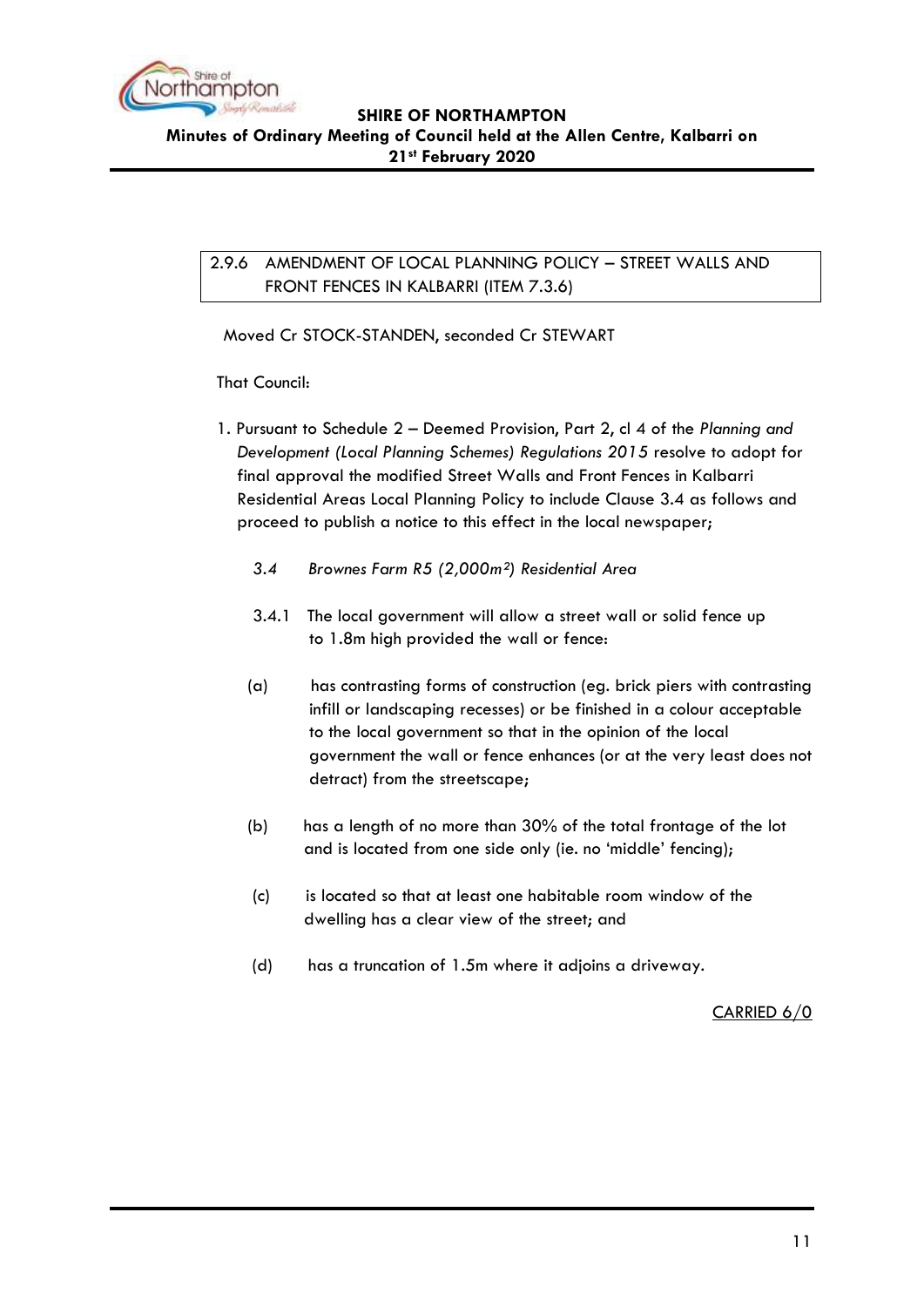## 2.9.6 AMENDMENT OF LOCAL PLANNING POLICY – STREET WALLS AND FRONT FENCES IN KALBARRI (ITEM 7.3.6)

Moved Cr STOCK-STANDEN, seconded Cr STEWART

That Council:

1. Pursuant to Schedule 2 – Deemed Provision, Part 2, cl 4 of the *Planning and Development (Local Planning Schemes) Regulations 2015* resolve to adopt for final approval the modified Street Walls and Front Fences in Kalbarri Residential Areas Local Planning Policy to include Clause 3.4 as follows and proceed to publish a notice to this effect in the local newspaper;

   *3.4 Brownes Farm R5 (2,000m²) Residential Area*

   3.4.1 The local government will allow a street wall or solid fence up to 1.8m high provided the wall or fence:

   (a) has contrasting forms of construction (eg. brick piers with contrasting infill or landscaping recesses) or be finished in a colour acceptable to the local government so that in the opinion of the local government the wall or fence enhances (or at the very least does not detract) from the streetscape;

   (b) has a length of no more than 30% of the total frontage of the lot and is located from one side only (ie. no 'middle' fencing);

   (c) is located so that at least one habitable room window of the dwelling has a clear view of the street; and

   (d) has a truncation of 1.5m where it adjoins a driveway.

CARRIED 6/0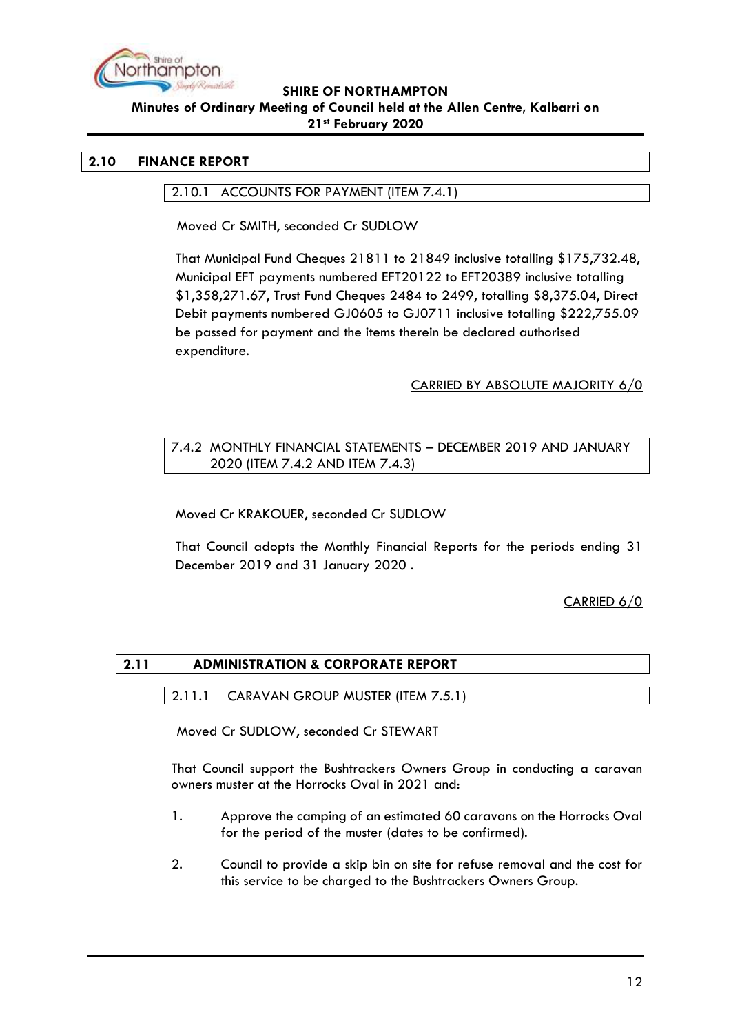## 2.10 FINANCE REPORT

### 2.10.1 ACCOUNTS FOR PAYMENT (ITEM 7.4.1)

Moved Cr SMITH, seconded Cr SUDLOW

That Municipal Fund Cheques 21811 to 21849 inclusive totalling $175,732.48, Municipal EFT payments numbered EFT20122 to EFT20389 inclusive totalling $1,358,271.67, Trust Fund Cheques 2484 to 2499, totalling $8,375.04, Direct Debit payments numbered GJ0605 to GJ0711 inclusive totalling $222,755.09 be passed for payment and the items therein be declared authorised expenditure.

CARRIED BY ABSOLUTE MAJORITY 6/0

### 7.4.2 MONTHLY FINANCIAL STATEMENTS – DECEMBER 2019 AND JANUARY 2020 (ITEM 7.4.2 AND ITEM 7.4.3)

Moved Cr KRAKOUER, seconded Cr SUDLOW

That Council adopts the Monthly Financial Reports for the periods ending 31 December 2019 and 31 January 2020 .

CARRIED 6/0

## 2.11 ADMINISTRATION & CORPORATE REPORT

### 2.11.1 CARAVAN GROUP MUSTER (ITEM 7.5.1)

Moved Cr SUDLOW, seconded Cr STEWART

That Council support the Bushtrackers Owners Group in conducting a caravan owners muster at the Horrocks Oval in 2021 and:

1. Approve the camping of an estimated 60 caravans on the Horrocks Oval for the period of the muster (dates to be confirmed).

2. Council to provide a skip bin on site for refuse removal and the cost for this service to be charged to the Bushtrackers Owners Group.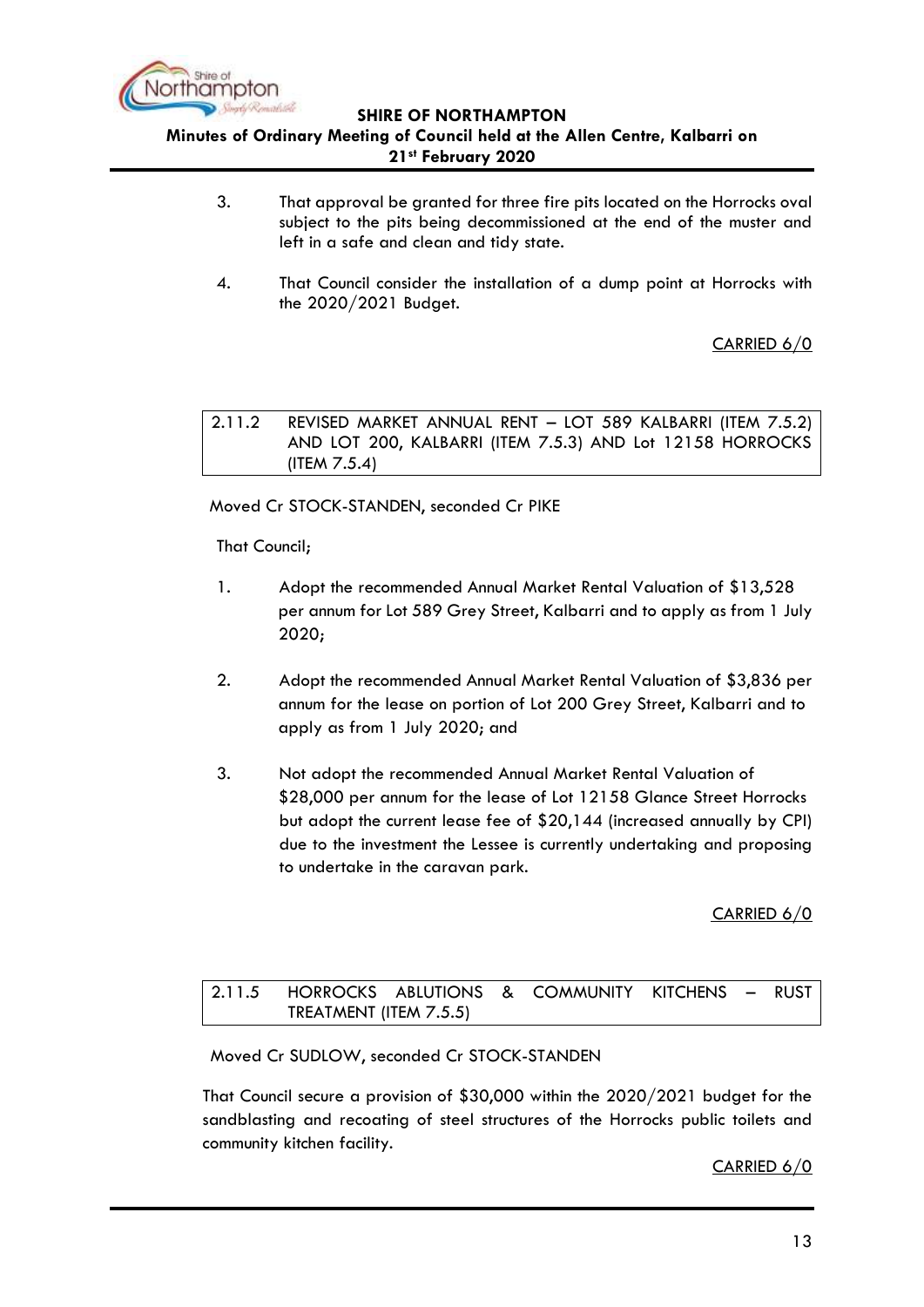3. That approval be granted for three fire pits located on the Horrocks oval subject to the pits being decommissioned at the end of the muster and left in a safe and clean and tidy state.

4. That Council consider the installation of a dump point at Horrocks with the 2020/2021 Budget.

CARRIED 6/0

### 2.11.2 REVISED MARKET ANNUAL RENT – LOT 589 KALBARRI (ITEM 7.5.2) AND LOT 200, KALBARRI (ITEM 7.5.3) AND Lot 12158 HORROCKS (ITEM 7.5.4)

Moved Cr STOCK-STANDEN, seconded Cr PIKE

That Council;

1. Adopt the recommended Annual Market Rental Valuation of $13,528 per annum for Lot 589 Grey Street, Kalbarri and to apply as from 1 July 2020;

2. Adopt the recommended Annual Market Rental Valuation of $3,836 per annum for the lease on portion of Lot 200 Grey Street, Kalbarri and to apply as from 1 July 2020; and

3. Not adopt the recommended Annual Market Rental Valuation of $28,000 per annum for the lease of Lot 12158 Glance Street Horrocks but adopt the current lease fee of $20,144 (increased annually by CPI) due to the investment the Lessee is currently undertaking and proposing to undertake in the caravan park.

CARRIED 6/0

### 2.11.5 HORROCKS ABLUTIONS & COMMUNITY KITCHENS – RUST TREATMENT (ITEM 7.5.5)

Moved Cr SUDLOW, seconded Cr STOCK-STANDEN

That Council secure a provision of $30,000 within the 2020/2021 budget for the sandblasting and recoating of steel structures of the Horrocks public toilets and community kitchen facility.

CARRIED 6/0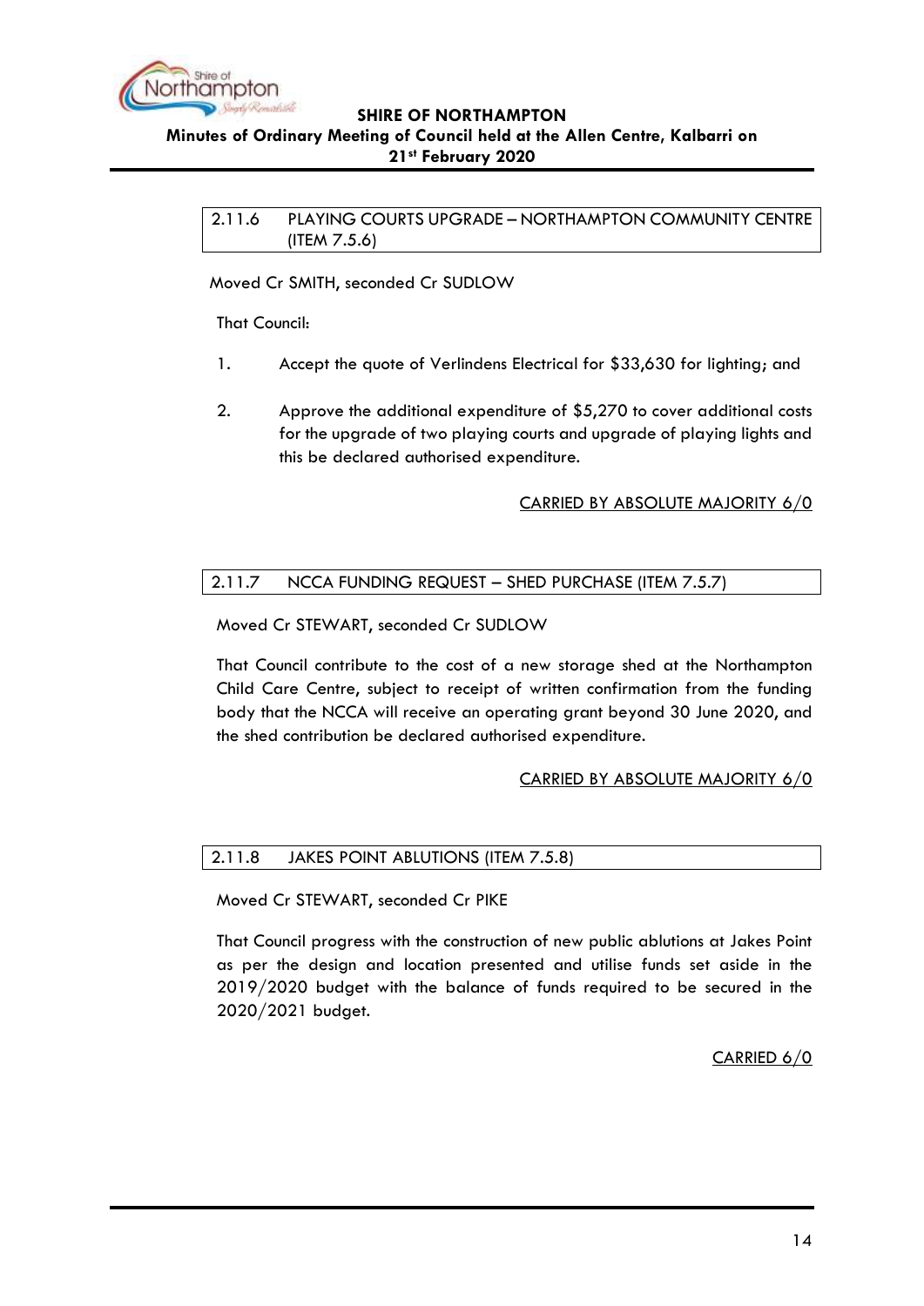### 2.11.6 PLAYING COURTS UPGRADE – NORTHAMPTON COMMUNITY CENTRE (ITEM 7.5.6)

Moved Cr SMITH, seconded Cr SUDLOW

That Council:

1. Accept the quote of Verlindens Electrical for $33,630 for lighting; and

2. Approve the additional expenditure of $5,270 to cover additional costs for the upgrade of two playing courts and upgrade of playing lights and this be declared authorised expenditure.

CARRIED BY ABSOLUTE MAJORITY 6/0

### 2.11.7 NCCA FUNDING REQUEST – SHED PURCHASE (ITEM 7.5.7)

Moved Cr STEWART, seconded Cr SUDLOW

That Council contribute to the cost of a new storage shed at the Northampton Child Care Centre, subject to receipt of written confirmation from the funding body that the NCCA will receive an operating grant beyond 30 June 2020, and the shed contribution be declared authorised expenditure.

CARRIED BY ABSOLUTE MAJORITY 6/0

### 2.11.8 JAKES POINT ABLUTIONS (ITEM 7.5.8)

Moved Cr STEWART, seconded Cr PIKE

That Council progress with the construction of new public ablutions at Jakes Point as per the design and location presented and utilise funds set aside in the 2019/2020 budget with the balance of funds required to be secured in the 2020/2021 budget.

CARRIED 6/0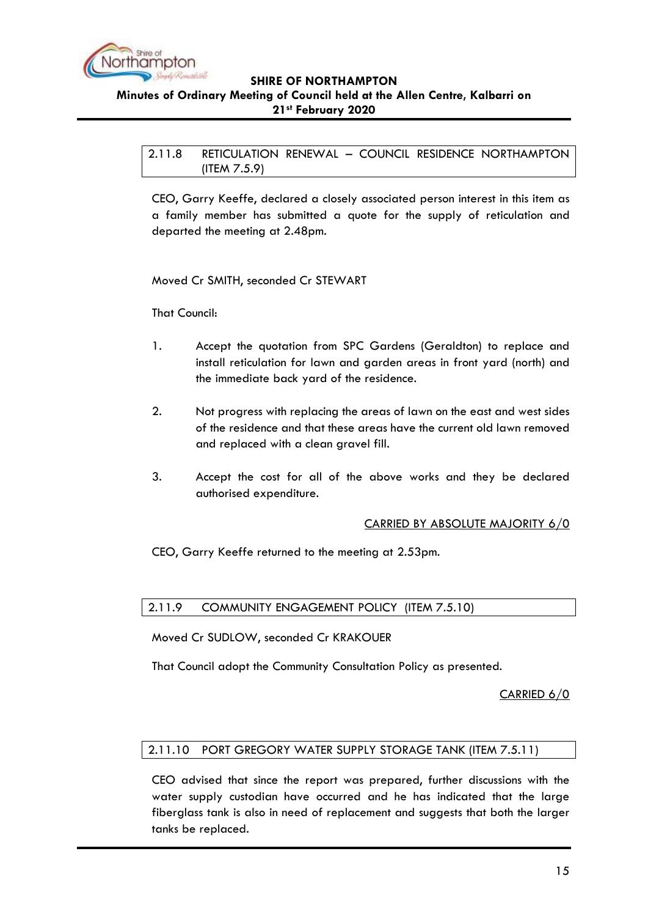## 2.11.8 RETICULATION RENEWAL – COUNCIL RESIDENCE NORTHAMPTON (ITEM 7.5.9)

CEO, Garry Keeffe, declared a closely associated person interest in this item as a family member has submitted a quote for the supply of reticulation and departed the meeting at 2.48pm.

Moved Cr SMITH, seconded Cr STEWART

That Council:

1. Accept the quotation from SPC Gardens (Geraldton) to replace and install reticulation for lawn and garden areas in front yard (north) and the immediate back yard of the residence.

2. Not progress with replacing the areas of lawn on the east and west sides of the residence and that these areas have the current old lawn removed and replaced with a clean gravel fill.

3. Accept the cost for all of the above works and they be declared authorised expenditure.

<u>CARRIED BY ABSOLUTE MAJORITY 6/0</u>

CEO, Garry Keeffe returned to the meeting at 2.53pm.

## 2.11.9 COMMUNITY ENGAGEMENT POLICY (ITEM 7.5.10)

Moved Cr SUDLOW, seconded Cr KRAKOUER

That Council adopt the Community Consultation Policy as presented.

<u>CARRIED 6/0</u>

## 2.11.10 PORT GREGORY WATER SUPPLY STORAGE TANK (ITEM 7.5.11)

CEO advised that since the report was prepared, further discussions with the water supply custodian have occurred and he has indicated that the large fiberglass tank is also in need of replacement and suggests that both the larger tanks be replaced.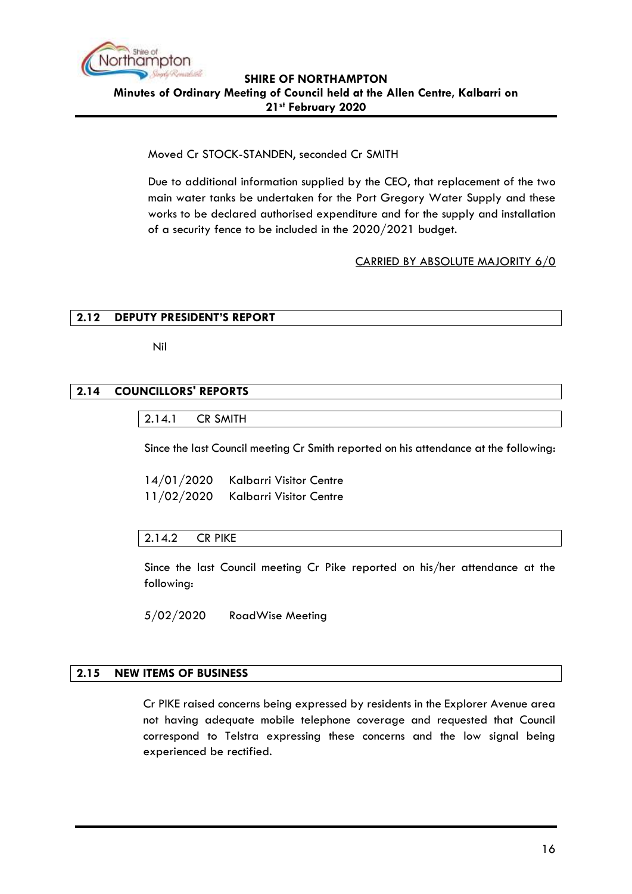Moved Cr STOCK-STANDEN, seconded Cr SMITH

Due to additional information supplied by the CEO, that replacement of the two main water tanks be undertaken for the Port Gregory Water Supply and these works to be declared authorised expenditure and for the supply and installation of a security fence to be included in the 2020/2021 budget.

CARRIED BY ABSOLUTE MAJORITY 6/0

## 2.12 DEPUTY PRESIDENT'S REPORT

Nil

## 2.14 COUNCILLORS' REPORTS

### 2.14.1 CR SMITH

Since the last Council meeting Cr Smith reported on his attendance at the following:

14/01/2020 Kalbarri Visitor Centre
11/02/2020 Kalbarri Visitor Centre

### 2.14.2 CR PIKE

Since the last Council meeting Cr Pike reported on his/her attendance at the following:

5/02/2020 RoadWise Meeting

## 2.15 NEW ITEMS OF BUSINESS

Cr PIKE raised concerns being expressed by residents in the Explorer Avenue area not having adequate mobile telephone coverage and requested that Council correspond to Telstra expressing these concerns and the low signal being experienced be rectified.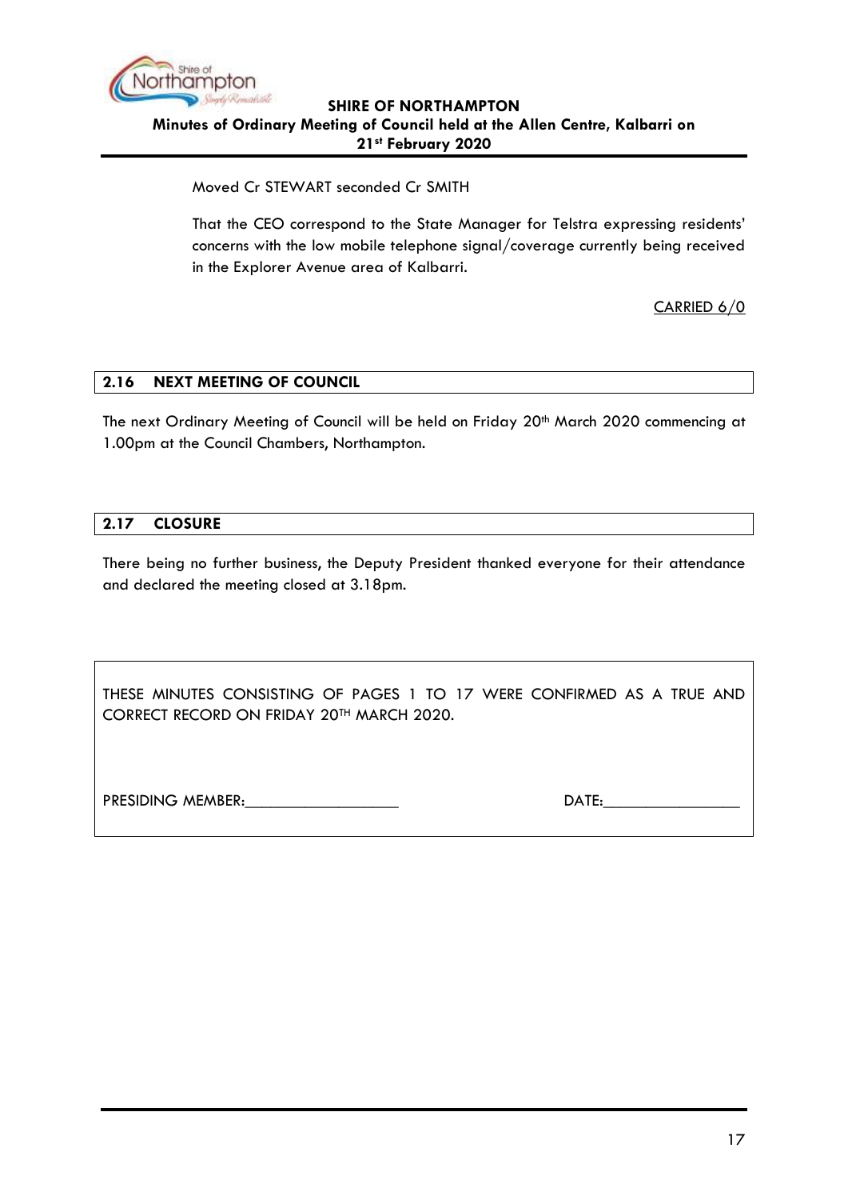Moved Cr STEWART seconded Cr SMITH

That the CEO correspond to the State Manager for Telstra expressing residents' concerns with the low mobile telephone signal/coverage currently being received in the Explorer Avenue area of Kalbarri.

CARRIED 6/0

## 2.16 NEXT MEETING OF COUNCIL

The next Ordinary Meeting of Council will be held on Friday 20th March 2020 commencing at 1.00pm at the Council Chambers, Northampton.

## 2.17 CLOSURE

There being no further business, the Deputy President thanked everyone for their attendance and declared the meeting closed at 3.18pm.

THESE MINUTES CONSISTING OF PAGES 1 TO 17 WERE CONFIRMED AS A TRUE AND CORRECT RECORD ON FRIDAY 20TH MARCH 2020.

PRESIDING MEMBER:__________________ DATE:________________